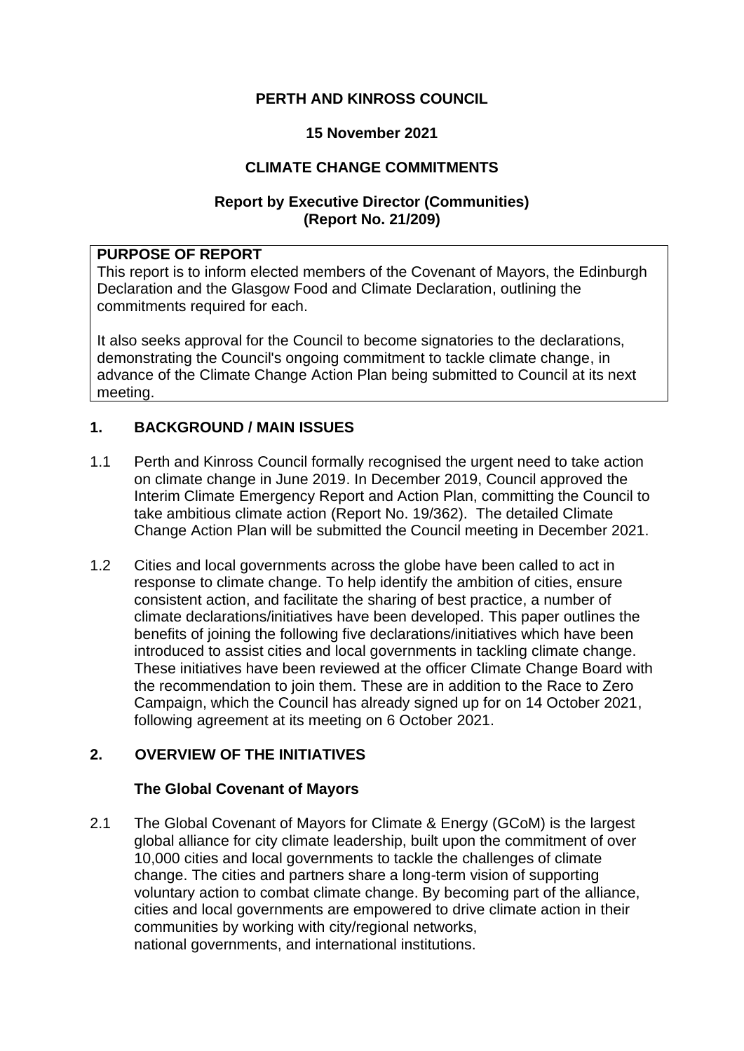**PERTH AND KINROSS COUNCIL**

**15 November 2021**

**CLIMATE CHANGE COMMITMENTS**

**Report by Executive Director (Communities)**
**(Report No. 21/209)**

| **PURPOSE OF REPORT** |
| --- |
| This report is to inform elected members of the Covenant of Mayors, the Edinburgh Declaration and the Glasgow Food and Climate Declaration, outlining the commitments required for each.<br><br>It also seeks approval for the Council to become signatories to the declarations, demonstrating the Council's ongoing commitment to tackle climate change, in advance of the Climate Change Action Plan being submitted to Council at its next meeting. |

## 1. BACKGROUND / MAIN ISSUES

1.1 Perth and Kinross Council formally recognised the urgent need to take action on climate change in June 2019. In December 2019, Council approved the Interim Climate Emergency Report and Action Plan, committing the Council to take ambitious climate action (Report No. 19/362). The detailed Climate Change Action Plan will be submitted the Council meeting in December 2021.

1.2 Cities and local governments across the globe have been called to act in response to climate change. To help identify the ambition of cities, ensure consistent action, and facilitate the sharing of best practice, a number of climate declarations/initiatives have been developed. This paper outlines the benefits of joining the following five declarations/initiatives which have been introduced to assist cities and local governments in tackling climate change. These initiatives have been reviewed at the officer Climate Change Board with the recommendation to join them. These are in addition to the Race to Zero Campaign, which the Council has already signed up for on 14 October 2021, following agreement at its meeting on 6 October 2021.

## 2. OVERVIEW OF THE INITIATIVES

### The Global Covenant of Mayors

2.1 The Global Covenant of Mayors for Climate & Energy (GCoM) is the largest global alliance for city climate leadership, built upon the commitment of over 10,000 cities and local governments to tackle the challenges of climate change. The cities and partners share a long-term vision of supporting voluntary action to combat climate change. By becoming part of the alliance, cities and local governments are empowered to drive climate action in their communities by working with city/regional networks, national governments, and international institutions.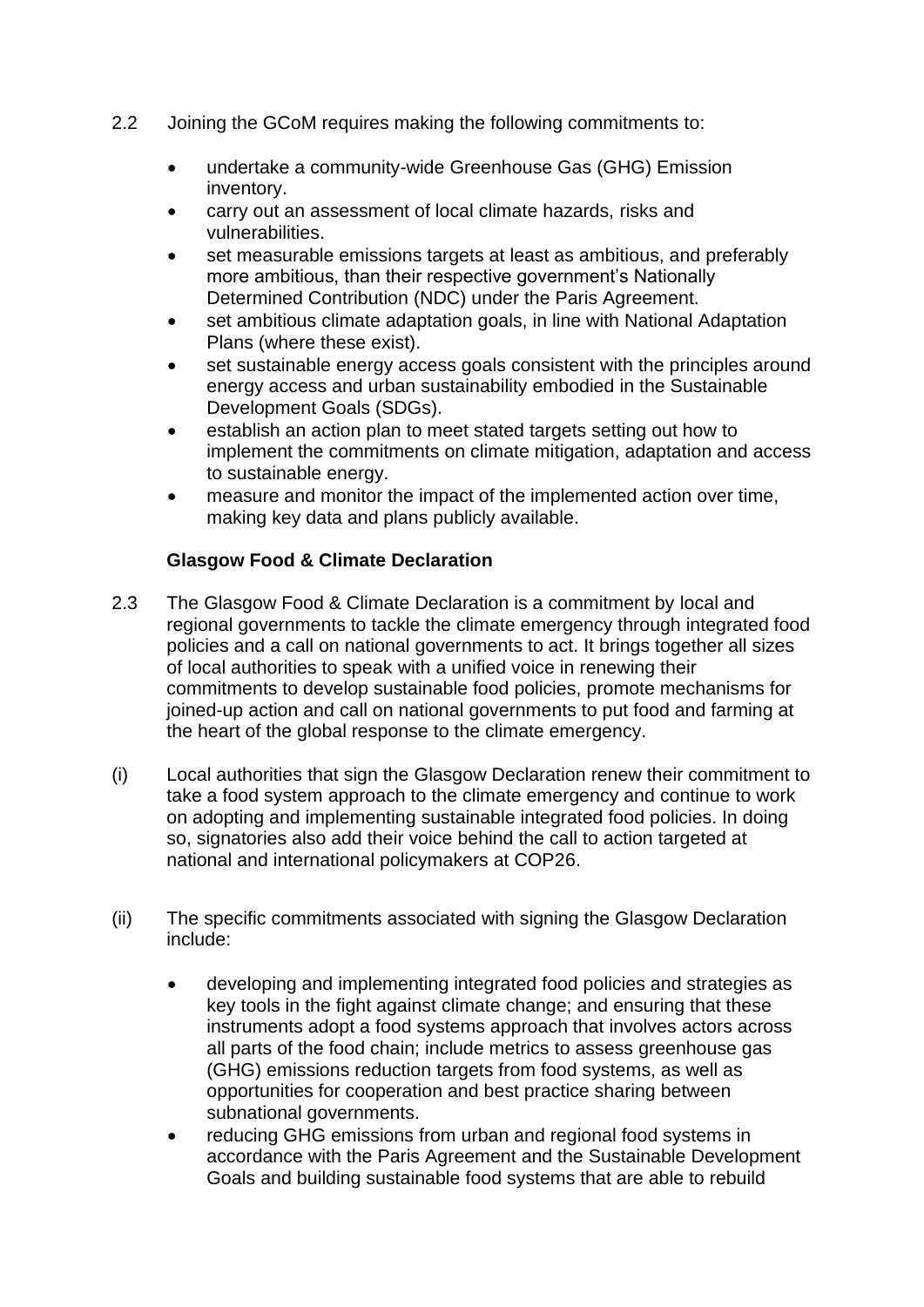2.2 Joining the GCoM requires making the following commitments to:

- undertake a community-wide Greenhouse Gas (GHG) Emission inventory.
- carry out an assessment of local climate hazards, risks and vulnerabilities.
- set measurable emissions targets at least as ambitious, and preferably more ambitious, than their respective government's Nationally Determined Contribution (NDC) under the Paris Agreement.
- set ambitious climate adaptation goals, in line with National Adaptation Plans (where these exist).
- set sustainable energy access goals consistent with the principles around energy access and urban sustainability embodied in the Sustainable Development Goals (SDGs).
- establish an action plan to meet stated targets setting out how to implement the commitments on climate mitigation, adaptation and access to sustainable energy.
- measure and monitor the impact of the implemented action over time, making key data and plans publicly available.

**Glasgow Food & Climate Declaration**

2.3 The Glasgow Food & Climate Declaration is a commitment by local and regional governments to tackle the climate emergency through integrated food policies and a call on national governments to act. It brings together all sizes of local authorities to speak with a unified voice in renewing their commitments to develop sustainable food policies, promote mechanisms for joined-up action and call on national governments to put food and farming at the heart of the global response to the climate emergency.

(i) Local authorities that sign the Glasgow Declaration renew their commitment to take a food system approach to the climate emergency and continue to work on adopting and implementing sustainable integrated food policies. In doing so, signatories also add their voice behind the call to action targeted at national and international policymakers at COP26.

(ii) The specific commitments associated with signing the Glasgow Declaration include:

- developing and implementing integrated food policies and strategies as key tools in the fight against climate change; and ensuring that these instruments adopt a food systems approach that involves actors across all parts of the food chain; include metrics to assess greenhouse gas (GHG) emissions reduction targets from food systems, as well as opportunities for cooperation and best practice sharing between subnational governments.
- reducing GHG emissions from urban and regional food systems in accordance with the Paris Agreement and the Sustainable Development Goals and building sustainable food systems that are able to rebuild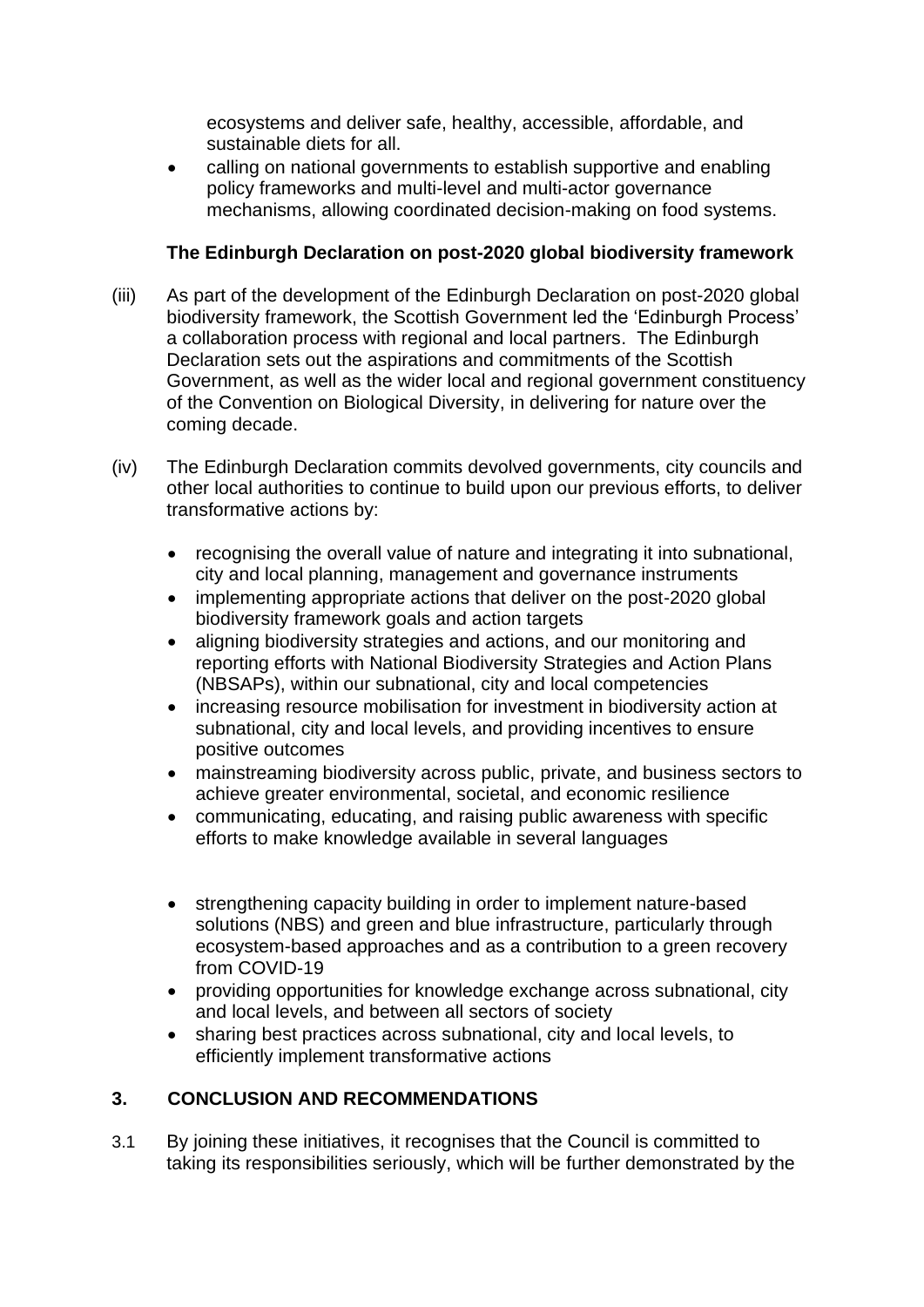ecosystems and deliver safe, healthy, accessible, affordable, and sustainable diets for all.

- calling on national governments to establish supportive and enabling policy frameworks and multi-level and multi-actor governance mechanisms, allowing coordinated decision-making on food systems.

**The Edinburgh Declaration on post-2020 global biodiversity framework**

(iii) As part of the development of the Edinburgh Declaration on post-2020 global biodiversity framework, the Scottish Government led the 'Edinburgh Process' a collaboration process with regional and local partners. The Edinburgh Declaration sets out the aspirations and commitments of the Scottish Government, as well as the wider local and regional government constituency of the Convention on Biological Diversity, in delivering for nature over the coming decade.

(iv) The Edinburgh Declaration commits devolved governments, city councils and other local authorities to continue to build upon our previous efforts, to deliver transformative actions by:

- recognising the overall value of nature and integrating it into subnational, city and local planning, management and governance instruments
- implementing appropriate actions that deliver on the post-2020 global biodiversity framework goals and action targets
- aligning biodiversity strategies and actions, and our monitoring and reporting efforts with National Biodiversity Strategies and Action Plans (NBSAPs), within our subnational, city and local competencies
- increasing resource mobilisation for investment in biodiversity action at subnational, city and local levels, and providing incentives to ensure positive outcomes
- mainstreaming biodiversity across public, private, and business sectors to achieve greater environmental, societal, and economic resilience
- communicating, educating, and raising public awareness with specific efforts to make knowledge available in several languages
- strengthening capacity building in order to implement nature-based solutions (NBS) and green and blue infrastructure, particularly through ecosystem-based approaches and as a contribution to a green recovery from COVID-19
- providing opportunities for knowledge exchange across subnational, city and local levels, and between all sectors of society
- sharing best practices across subnational, city and local levels, to efficiently implement transformative actions

## 3. CONCLUSION AND RECOMMENDATIONS

3.1 By joining these initiatives, it recognises that the Council is committed to taking its responsibilities seriously, which will be further demonstrated by the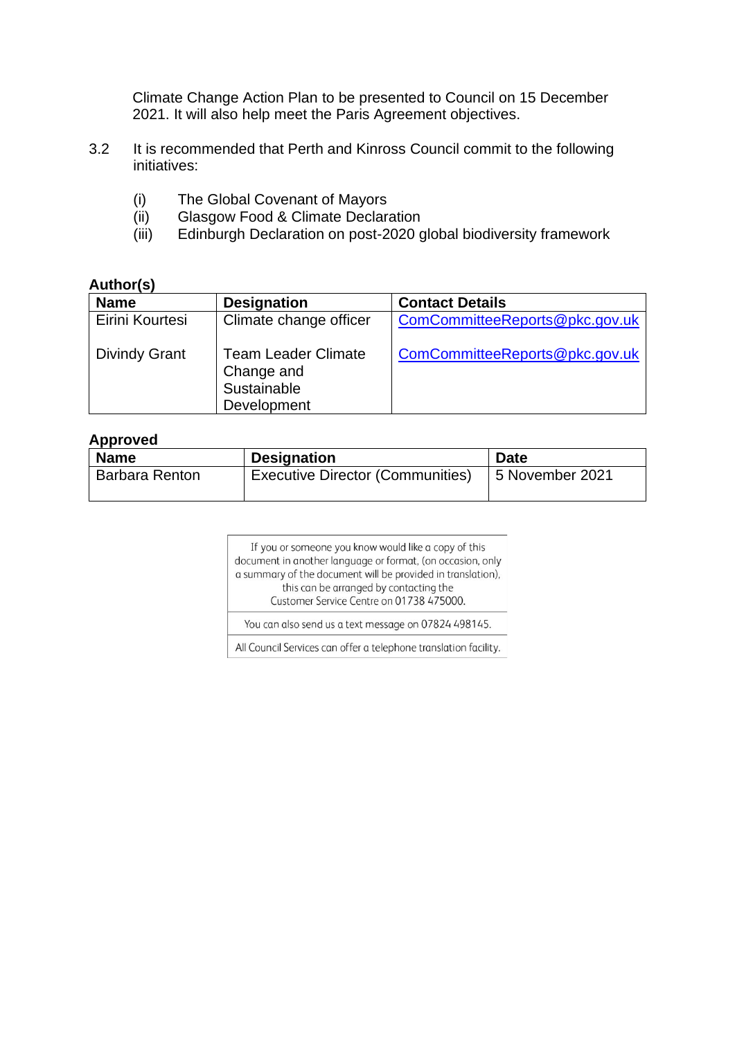Climate Change Action Plan to be presented to Council on 15 December 2021. It will also help meet the Paris Agreement objectives.

3.2 It is recommended that Perth and Kinross Council commit to the following initiatives:

(i) The Global Covenant of Mayors
(ii) Glasgow Food & Climate Declaration
(iii) Edinburgh Declaration on post-2020 global biodiversity framework

**Author(s)**

| Name | Designation | Contact Details |
|---|---|---|
| Eirini Kourtesi | Climate change officer | ComCommitteeReports@pkc.gov.uk |
| Divindy Grant | Team Leader Climate Change and Sustainable Development | ComCommitteeReports@pkc.gov.uk |

**Approved**

| Name | Designation | Date |
|---|---|---|
| Barbara Renton | Executive Director (Communities) | 5 November 2021 |

If you or someone you know would like a copy of this document in another language or format, (on occasion, only a summary of the document will be provided in translation), this can be arranged by contacting the Customer Service Centre on 01738 475000.

You can also send us a text message on 07824 498145.

All Council Services can offer a telephone translation facility.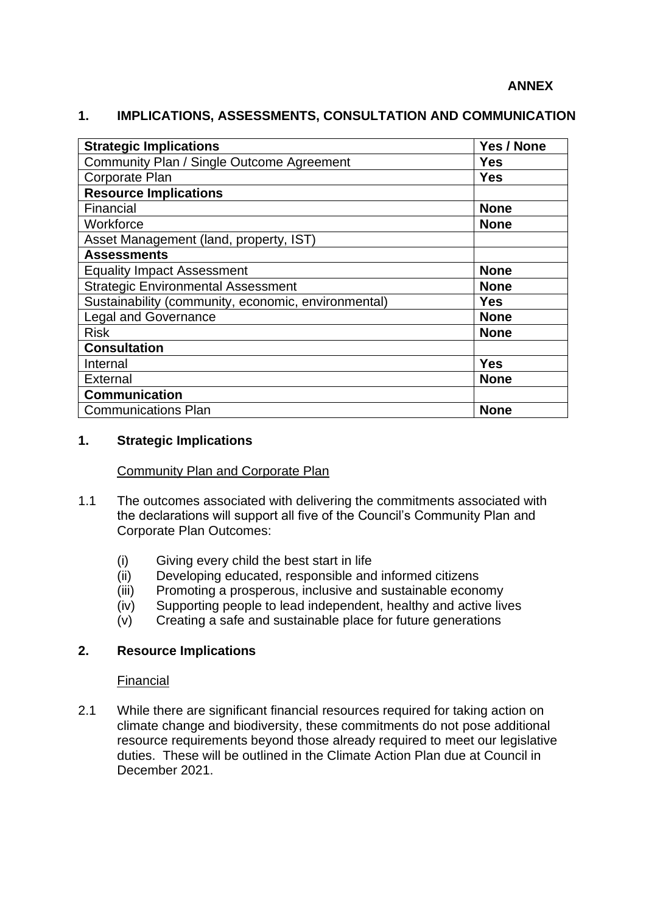**ANNEX**

## 1. IMPLICATIONS, ASSESSMENTS, CONSULTATION AND COMMUNICATION

| **Strategic Implications** | **Yes / None** |
|---|---|
| Community Plan / Single Outcome Agreement | **Yes** |
| Corporate Plan | **Yes** |
| **Resource Implications** | |
| Financial | **None** |
| Workforce | **None** |
| Asset Management (land, property, IST) | |
| **Assessments** | |
| Equality Impact Assessment | **None** |
| Strategic Environmental Assessment | **None** |
| Sustainability (community, economic, environmental) | **Yes** |
| Legal and Governance | **None** |
| Risk | **None** |
| **Consultation** | |
| Internal | **Yes** |
| External | **None** |
| **Communication** | |
| Communications Plan | **None** |

### 1. Strategic Implications

Community Plan and Corporate Plan

1.1 The outcomes associated with delivering the commitments associated with the declarations will support all five of the Council's Community Plan and Corporate Plan Outcomes:

(i) Giving every child the best start in life
(ii) Developing educated, responsible and informed citizens
(iii) Promoting a prosperous, inclusive and sustainable economy
(iv) Supporting people to lead independent, healthy and active lives
(v) Creating a safe and sustainable place for future generations

### 2. Resource Implications

Financial

2.1 While there are significant financial resources required for taking action on climate change and biodiversity, these commitments do not pose additional resource requirements beyond those already required to meet our legislative duties. These will be outlined in the Climate Action Plan due at Council in December 2021.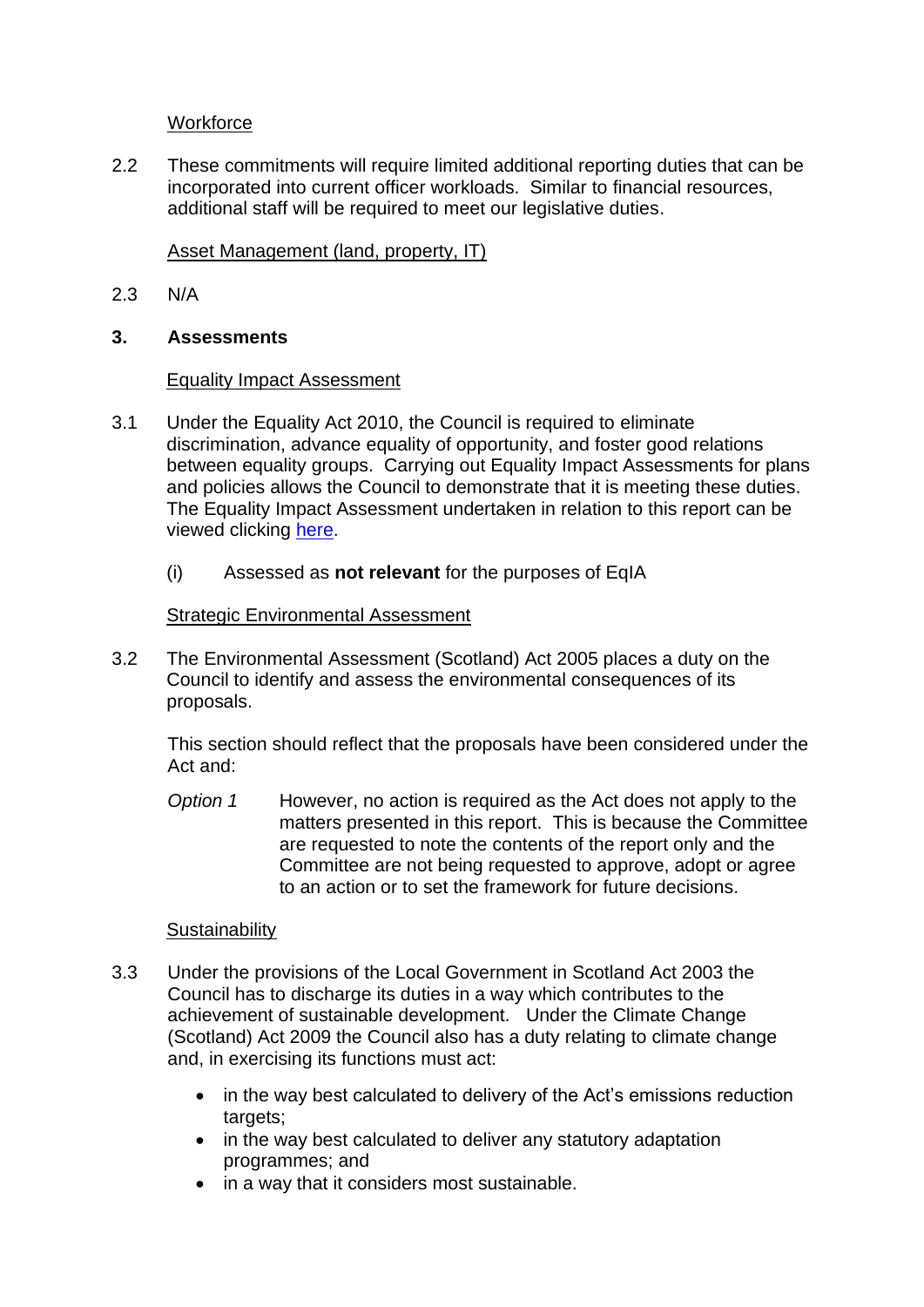Workforce

2.2 These commitments will require limited additional reporting duties that can be incorporated into current officer workloads. Similar to financial resources, additional staff will be required to meet our legislative duties.

Asset Management (land, property, IT)

2.3 N/A

## 3. Assessments

Equality Impact Assessment

3.1 Under the Equality Act 2010, the Council is required to eliminate discrimination, advance equality of opportunity, and foster good relations between equality groups. Carrying out Equality Impact Assessments for plans and policies allows the Council to demonstrate that it is meeting these duties. The Equality Impact Assessment undertaken in relation to this report can be viewed clicking [here](here).

(i) Assessed as **not relevant** for the purposes of EqIA

Strategic Environmental Assessment

3.2 The Environmental Assessment (Scotland) Act 2005 places a duty on the Council to identify and assess the environmental consequences of its proposals.

This section should reflect that the proposals have been considered under the Act and:

*Option 1* However, no action is required as the Act does not apply to the matters presented in this report. This is because the Committee are requested to note the contents of the report only and the Committee are not being requested to approve, adopt or agree to an action or to set the framework for future decisions.

Sustainability

3.3 Under the provisions of the Local Government in Scotland Act 2003 the Council has to discharge its duties in a way which contributes to the achievement of sustainable development. Under the Climate Change (Scotland) Act 2009 the Council also has a duty relating to climate change and, in exercising its functions must act:

- in the way best calculated to delivery of the Act's emissions reduction targets;
- in the way best calculated to deliver any statutory adaptation programmes; and
- in a way that it considers most sustainable.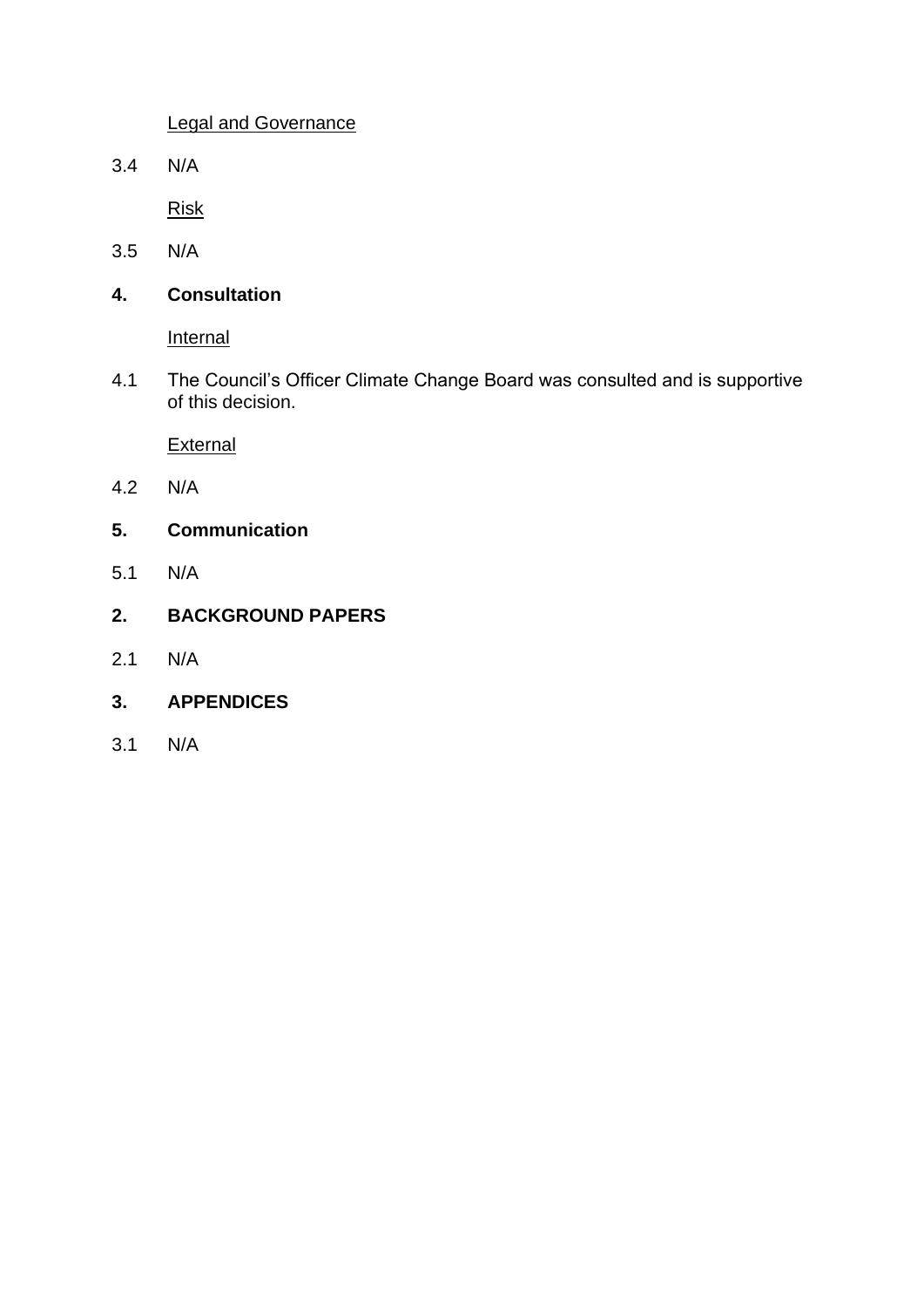Legal and Governance

3.4 N/A

Risk

3.5 N/A

**4. Consultation**

Internal

4.1 The Council's Officer Climate Change Board was consulted and is supportive of this decision.

External

4.2 N/A

**5. Communication**

5.1 N/A

**2. BACKGROUND PAPERS**

2.1 N/A

**3. APPENDICES**

3.1 N/A